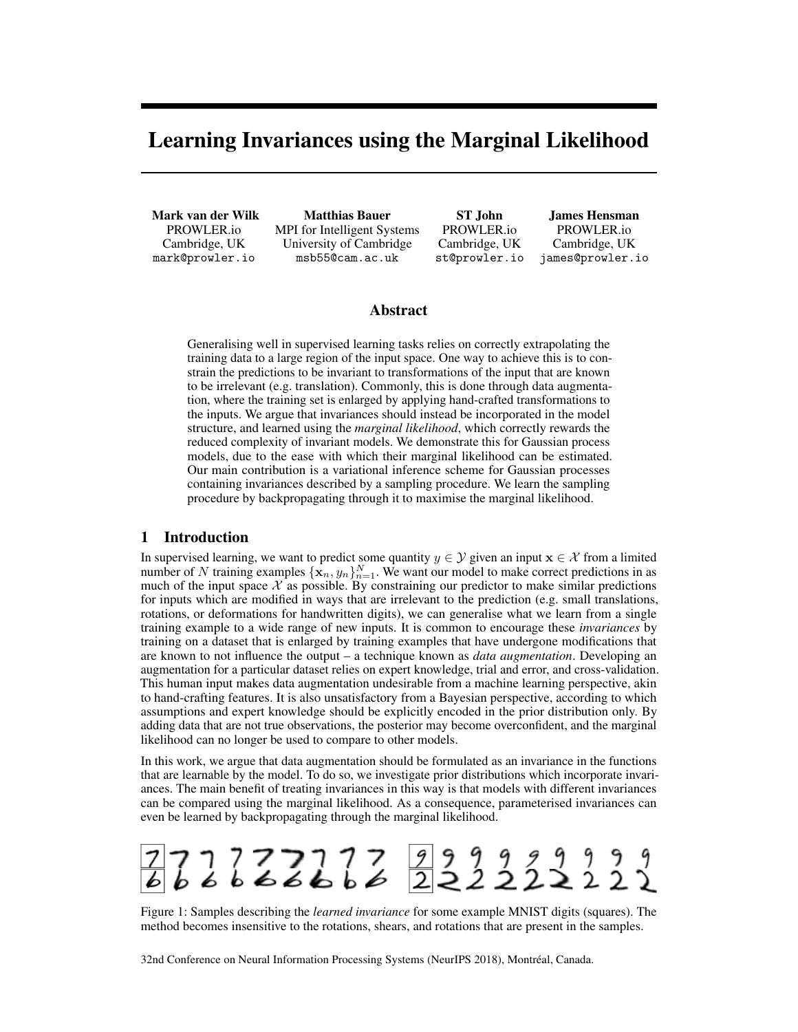# Learning Invariances using the Marginal Likelihood

**Mark van der Wilk**
PROWLER.io
Cambridge, UK
mark@prowler.io

**Matthias Bauer**
MPI for Intelligent Systems
University of Cambridge
msb55@cam.ac.uk

**ST John**
PROWLER.io
Cambridge, UK
st@prowler.io

**James Hensman**
PROWLER.io
Cambridge, UK
james@prowler.io

## Abstract

Generalising well in supervised learning tasks relies on correctly extrapolating the training data to a large region of the input space. One way to achieve this is to constrain the predictions to be invariant to transformations of the input that are known to be irrelevant (e.g. translation). Commonly, this is done through data augmentation, where the training set is enlarged by applying hand-crafted transformations to the inputs. We argue that invariances should instead be incorporated in the model structure, and learned using the *marginal likelihood*, which correctly rewards the reduced complexity of invariant models. We demonstrate this for Gaussian process models, due to the ease with which their marginal likelihood can be estimated. Our main contribution is a variational inference scheme for Gaussian processes containing invariances described by a sampling procedure. We learn the sampling procedure by backpropagating through it to maximise the marginal likelihood.

## 1 Introduction

In supervised learning, we want to predict some quantity $y \in \mathcal{Y}$ given an input $\mathbf{x} \in \mathcal{X}$ from a limited number of $N$ training examples $\{\mathbf{x}_n, y_n\}_{n=1}^N$. We want our model to make correct predictions in as much of the input space $\mathcal{X}$ as possible. By constraining our predictor to make similar predictions for inputs which are modified in ways that are irrelevant to the prediction (e.g. small translations, rotations, or deformations for handwritten digits), we can generalise what we learn from a single training example to a wide range of new inputs. It is common to encourage these *invariances* by training on a dataset that is enlarged by training examples that have undergone modifications that are known to not influence the output – a technique known as *data augmentation*. Developing an augmentation for a particular dataset relies on expert knowledge, trial and error, and cross-validation. This human input makes data augmentation undesirable from a machine learning perspective, akin to hand-crafting features. It is also unsatisfactory from a Bayesian perspective, according to which assumptions and expert knowledge should be explicitly encoded in the prior distribution only. By adding data that are not true observations, the posterior may become overconfident, and the marginal likelihood can no longer be used to compare to other models.

In this work, we argue that data augmentation should be formulated as an invariance in the functions that are learnable by the model. To do so, we investigate prior distributions which incorporate invariances. The main benefit of treating invariances in this way is that models with different invariances can be compared using the marginal likelihood. As a consequence, parameterised invariances can even be learned by backpropagating through the marginal likelihood.

Figure 1: Samples describing the *learned invariance* for some example MNIST digits (squares). The method becomes insensitive to the rotations, shears, and rotations that are present in the samples.

32nd Conference on Neural Information Processing Systems (NeurIPS 2018), Montréal, Canada.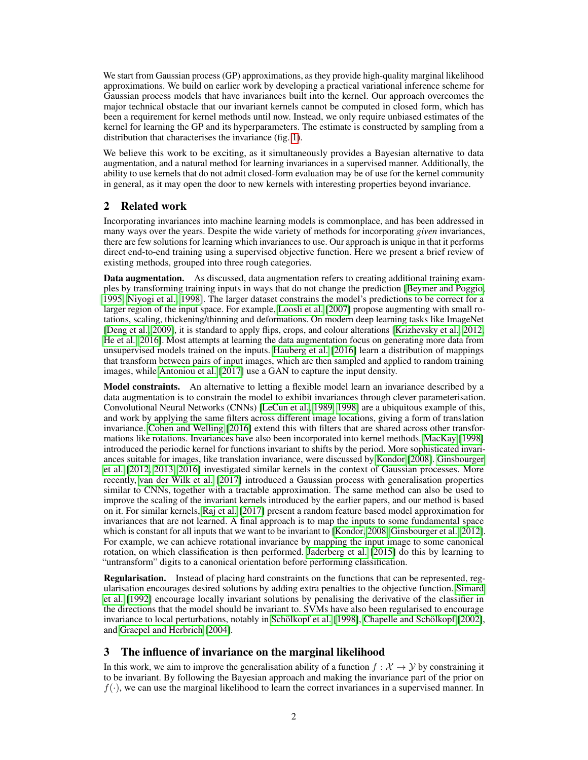We start from Gaussian process (GP) approximations, as they provide high-quality marginal likelihood approximations. We build on earlier work by developing a practical variational inference scheme for Gaussian process models that have invariances built into the kernel. Our approach overcomes the major technical obstacle that our invariant kernels cannot be computed in closed form, which has been a requirement for kernel methods until now. Instead, we only require unbiased estimates of the kernel for learning the GP and its hyperparameters. The estimate is constructed by sampling from a distribution that characterises the invariance (fig. 1).

We believe this work to be exciting, as it simultaneously provides a Bayesian alternative to data augmentation, and a natural method for learning invariances in a supervised manner. Additionally, the ability to use kernels that do not admit closed-form evaluation may be of use for the kernel community in general, as it may open the door to new kernels with interesting properties beyond invariance.

## 2 Related work

Incorporating invariances into machine learning models is commonplace, and has been addressed in many ways over the years. Despite the wide variety of methods for incorporating *given* invariances, there are few solutions for learning which invariances to use. Our approach is unique in that it performs direct end-to-end training using a supervised objective function. Here we present a brief review of existing methods, grouped into three rough categories.

**Data augmentation.** As discussed, data augmentation refers to creating additional training examples by transforming training inputs in ways that do not change the prediction [Beymer and Poggio, 1995, Niyogi et al., 1998]. The larger dataset constrains the model's predictions to be correct for a larger region of the input space. For example, Loosli et al. [2007] propose augmenting with small rotations, scaling, thickening/thinning and deformations. On modern deep learning tasks like ImageNet [Deng et al., 2009], it is standard to apply flips, crops, and colour alterations [Krizhevsky et al., 2012, He et al., 2016]. Most attempts at learning the data augmentation focus on generating more data from unsupervised models trained on the inputs. Hauberg et al. [2016] learn a distribution of mappings that transform between pairs of input images, which are then sampled and applied to random training images, while Antoniou et al. [2017] use a GAN to capture the input density.

**Model constraints.** An alternative to letting a flexible model learn an invariance described by a data augmentation is to constrain the model to exhibit invariances through clever parameterisation. Convolutional Neural Networks (CNNs) [LeCun et al., 1989, 1998] are a ubiquitous example of this, and work by applying the same filters across different image locations, giving a form of translation invariance. Cohen and Welling [2016] extend this with filters that are shared across other transformations like rotations. Invariances have also been incorporated into kernel methods. MacKay [1998] introduced the periodic kernel for functions invariant to shifts by the period. More sophisticated invariances suitable for images, like translation invariance, were discussed by Kondor [2008]. Ginsbourger et al. [2012, 2013, 2016] investigated similar kernels in the context of Gaussian processes. More recently, van der Wilk et al. [2017] introduced a Gaussian process with generalisation properties similar to CNNs, together with a tractable approximation. The same method can also be used to improve the scaling of the invariant kernels introduced by the earlier papers, and our method is based on it. For similar kernels, Raj et al. [2017] present a random feature based model approximation for invariances that are not learned. A final approach is to map the inputs to some fundamental space which is constant for all inputs that we want to be invariant to [Kondor, 2008, Ginsbourger et al., 2012]. For example, we can achieve rotational invariance by mapping the input image to some canonical rotation, on which classification is then performed. Jaderberg et al. [2015] do this by learning to "untransform" digits to a canonical orientation before performing classification.

**Regularisation.** Instead of placing hard constraints on the functions that can be represented, regularisation encourages desired solutions by adding extra penalties to the objective function. Simard et al. [1992] encourage locally invariant solutions by penalising the derivative of the classifier in the directions that the model should be invariant to. SVMs have also been regularised to encourage invariance to local perturbations, notably in Schölkopf et al. [1998], Chapelle and Schölkopf [2002], and Graepel and Herbrich [2004].

## 3 The influence of invariance on the marginal likelihood

In this work, we aim to improve the generalisation ability of a function $f : \mathcal{X} \to \mathcal{Y}$ by constraining it to be invariant. By following the Bayesian approach and making the invariance part of the prior on $f(\cdot)$, we can use the marginal likelihood to learn the correct invariances in a supervised manner. In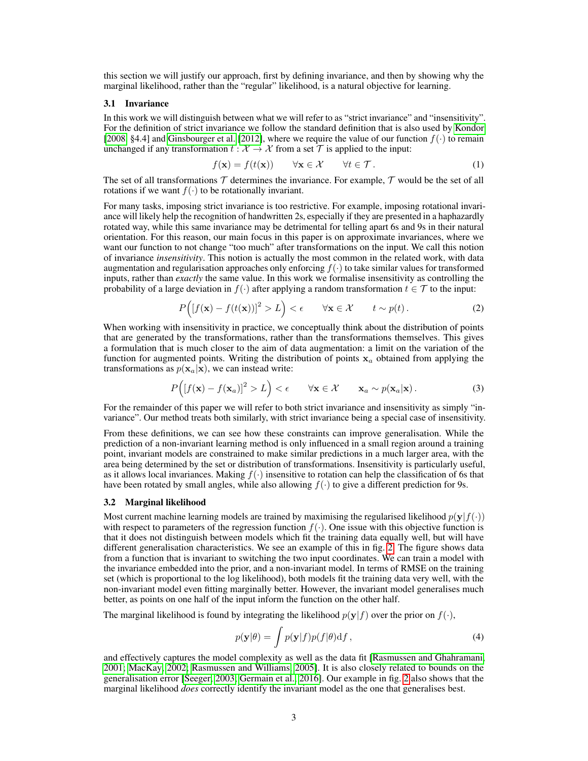this section we will justify our approach, first by defining invariance, and then by showing why the marginal likelihood, rather than the "regular" likelihood, is a natural objective for learning.

### 3.1 Invariance

In this work we will distinguish between what we will refer to as "strict invariance" and "insensitivity". For the definition of strict invariance we follow the standard definition that is also used by Kondor [2008, §4.4] and Ginsbourger et al. [2012], where we require the value of our function $f(\cdot)$ to remain unchanged if any transformation $t : \mathcal{X} \to \mathcal{X}$ from a set $\mathcal{T}$ is applied to the input:

$$f(\mathbf{x}) = f(t(\mathbf{x})) \qquad \forall \mathbf{x} \in \mathcal{X} \qquad \forall t \in \mathcal{T} \,. \tag{1}$$

The set of all transformations $\mathcal{T}$ determines the invariance. For example, $\mathcal{T}$ would be the set of all rotations if we want $f(\cdot)$ to be rotationally invariant.

For many tasks, imposing strict invariance is too restrictive. For example, imposing rotational invariance will likely help the recognition of handwritten 2s, especially if they are presented in a haphazardly rotated way, while this same invariance may be detrimental for telling apart 6s and 9s in their natural orientation. For this reason, our main focus in this paper is on approximate invariances, where we want our function to not change "too much" after transformations on the input. We call this notion of invariance *insensitivity*. This notion is actually the most common in the related work, with data augmentation and regularisation approaches only enforcing $f(\cdot)$ to take similar values for transformed inputs, rather than *exactly* the same value. In this work we formalise insensitivity as controlling the probability of a large deviation in $f(\cdot)$ after applying a random transformation $t \in \mathcal{T}$ to the input:

$$P\Big([f(\mathbf{x}) - f(t(\mathbf{x}))]^2 > L\Big) < \epsilon \qquad \forall \mathbf{x} \in \mathcal{X} \qquad t \sim p(t) \,. \tag{2}$$

When working with insensitivity in practice, we conceptually think about the distribution of points that are generated by the transformations, rather than the transformations themselves. This gives a formulation that is much closer to the aim of data augmentation: a limit on the variation of the function for augmented points. Writing the distribution of points $\mathbf{x}_a$ obtained from applying the transformations as $p(\mathbf{x}_a|\mathbf{x})$, we can instead write:

$$P\Big([f(\mathbf{x}) - f(\mathbf{x}_a)]^2 > L\Big) < \epsilon \qquad \forall \mathbf{x} \in \mathcal{X} \qquad \mathbf{x}_a \sim p(\mathbf{x}_a|\mathbf{x}) \,. \tag{3}$$

For the remainder of this paper we will refer to both strict invariance and insensitivity as simply "invariance". Our method treats both similarly, with strict invariance being a special case of insensitivity.

From these definitions, we can see how these constraints can improve generalisation. While the prediction of a non-invariant learning method is only influenced in a small region around a training point, invariant models are constrained to make similar predictions in a much larger area, with the area being determined by the set or distribution of transformations. Insensitivity is particularly useful, as it allows local invariances. Making $f(\cdot)$ insensitive to rotation can help the classification of 6s that have been rotated by small angles, while also allowing $f(\cdot)$ to give a different prediction for 9s.

### 3.2 Marginal likelihood

Most current machine learning models are trained by maximising the regularised likelihood $p(\mathbf{y}|f(\cdot))$ with respect to parameters of the regression function $f(\cdot)$. One issue with this objective function is that it does not distinguish between models which fit the training data equally well, but will have different generalisation characteristics. We see an example of this in fig. 2. The figure shows data from a function that is invariant to switching the two input coordinates. We can train a model with the invariance embedded into the prior, and a non-invariant model. In terms of RMSE on the training set (which is proportional to the log likelihood), both models fit the training data very well, with the non-invariant model even fitting marginally better. However, the invariant model generalises much better, as points on one half of the input inform the function on the other half.

The marginal likelihood is found by integrating the likelihood $p(\mathbf{y}|f)$ over the prior on $f(\cdot)$,

$$p(\mathbf{y}|\theta) = \int p(\mathbf{y}|f)p(f|\theta)\mathrm{d}f \,, \tag{4}$$

and effectively captures the model complexity as well as the data fit [Rasmussen and Ghahramani, 2001; MacKay, 2002; Rasmussen and Williams, 2005]. It is also closely related to bounds on the generalisation error [Seeger, 2003; Germain et al., 2016]. Our example in fig. 2 also shows that the marginal likelihood *does* correctly identify the invariant model as the one that generalises best.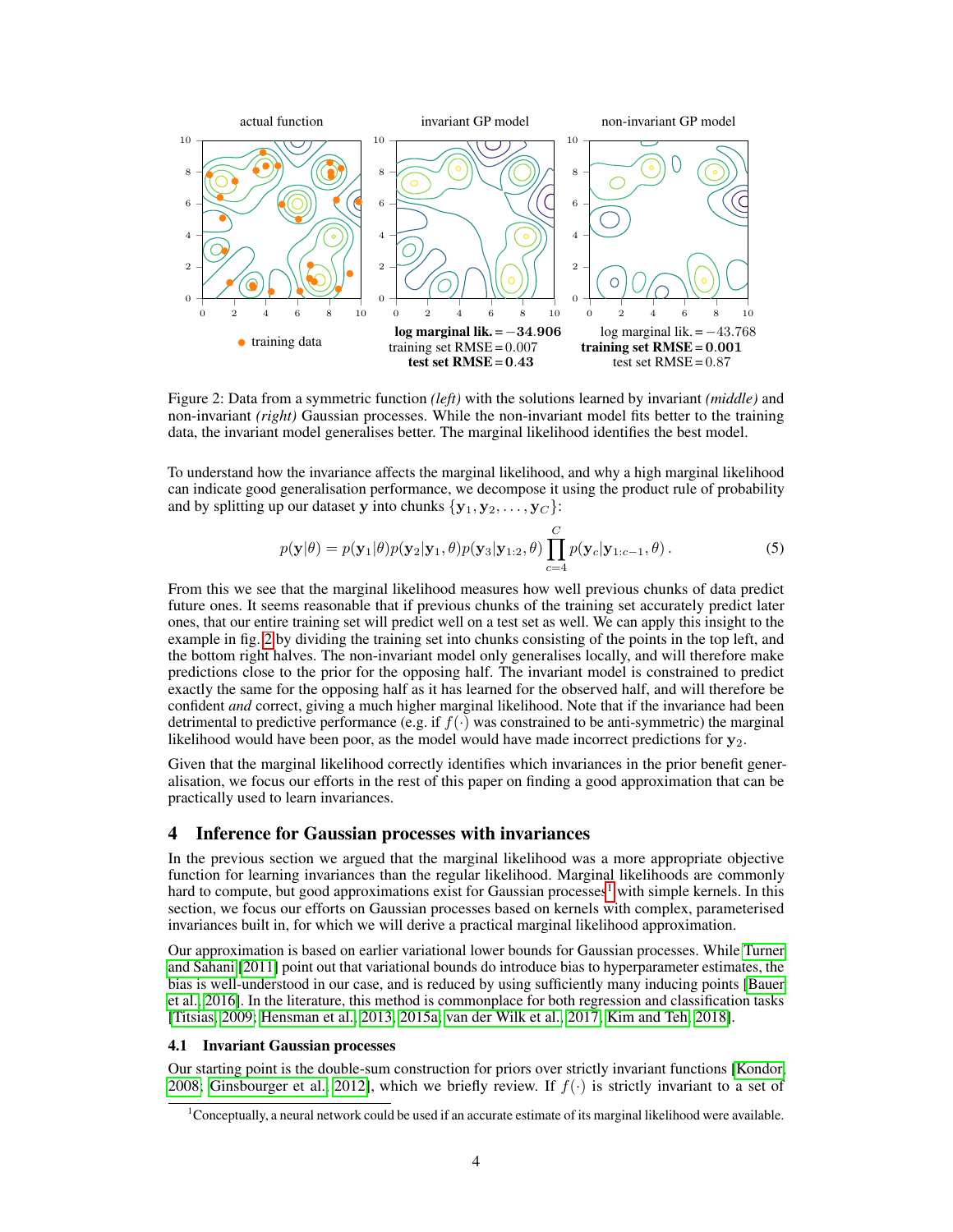actual function

training data

invariant GP model

**log marginal lik.** $= -34.906$
training set RMSE $= 0.007$
**test set RMSE** $= 0.43$

non-invariant GP model

log marginal lik. $= -43.768$
**training set RMSE** $= 0.001$
test set RMSE $= 0.87$

Figure 2: Data from a symmetric function *(left)* with the solutions learned by invariant *(middle)* and non-invariant *(right)* Gaussian processes. While the non-invariant model fits better to the training data, the invariant model generalises better. The marginal likelihood identifies the best model.

To understand how the invariance affects the marginal likelihood, and why a high marginal likelihood can indicate good generalisation performance, we decompose it using the product rule of probability and by splitting up our dataset $\mathbf{y}$ into chunks $\{\mathbf{y}_1, \mathbf{y}_2, \ldots, \mathbf{y}_C\}$:

$$p(\mathbf{y}|\theta) = p(\mathbf{y}_1|\theta)p(\mathbf{y}_2|\mathbf{y}_1, \theta)p(\mathbf{y}_3|\mathbf{y}_{1:2}, \theta) \prod_{c=4}^{C} p(\mathbf{y}_c|\mathbf{y}_{1:c-1}, \theta) \,. \tag{5}$$

From this we see that the marginal likelihood measures how well previous chunks of data predict future ones. It seems reasonable that if previous chunks of the training set accurately predict later ones, that our entire training set will predict well on a test set as well. We can apply this insight to the example in fig. 2 by dividing the training set into chunks consisting of the points in the top left, and the bottom right halves. The non-invariant model only generalises locally, and will therefore make predictions close to the prior for the opposing half. The invariant model is constrained to predict exactly the same for the opposing half as it has learned for the observed half, and will therefore be confident *and* correct, giving a much higher marginal likelihood. Note that if the invariance had been detrimental to predictive performance (e.g. if $f(\cdot)$ was constrained to be anti-symmetric) the marginal likelihood would have been poor, as the model would have made incorrect predictions for $\mathbf{y}_2$.

Given that the marginal likelihood correctly identifies which invariances in the prior benefit generalisation, we focus our efforts in the rest of this paper on finding a good approximation that can be practically used to learn invariances.

# 4 Inference for Gaussian processes with invariances

In the previous section we argued that the marginal likelihood was a more appropriate objective function for learning invariances than the regular likelihood. Marginal likelihoods are commonly hard to compute, but good approximations exist for Gaussian processes[1] with simple kernels. In this section, we focus our efforts on Gaussian processes based on kernels with complex, parameterised invariances built in, for which we will derive a practical marginal likelihood approximation.

Our approximation is based on earlier variational lower bounds for Gaussian processes. While Turner and Sahani [2011] point out that variational bounds do introduce bias to hyperparameter estimates, the bias is well-understood in our case, and is reduced by using sufficiently many inducing points [Bauer et al., 2016]. In the literature, this method is commonplace for both regression and classification tasks [Titsias, 2009; Hensman et al., 2013, 2015a; van der Wilk et al., 2017; Kim and Teh, 2018].

## 4.1 Invariant Gaussian processes

Our starting point is the double-sum construction for priors over strictly invariant functions [Kondor, 2008; Ginsbourger et al., 2012], which we briefly review. If $f(\cdot)$ is strictly invariant to a set of

[1] Conceptually, a neural network could be used if an accurate estimate of its marginal likelihood were available.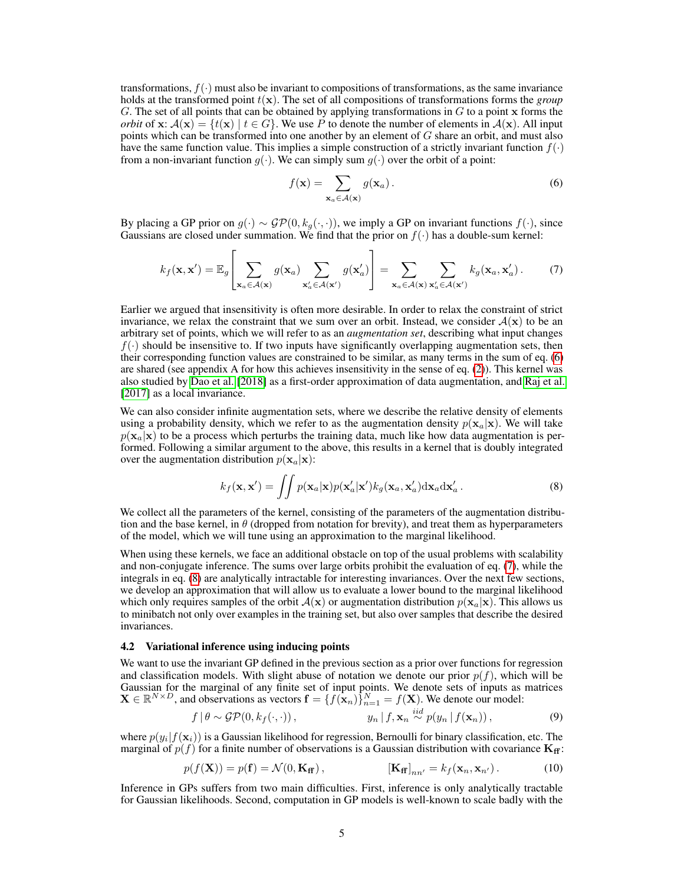transformations, $f(\cdot)$ must also be invariant to compositions of transformations, as the same invariance holds at the transformed point $t(\mathbf{x})$. The set of all compositions of transformations forms the *group* $G$. The set of all points that can be obtained by applying transformations in $G$ to a point $\mathbf{x}$ forms the *orbit* of $\mathbf{x}$: $\mathcal{A}(\mathbf{x}) = \{t(\mathbf{x}) \mid t \in G\}$. We use $P$ to denote the number of elements in $\mathcal{A}(\mathbf{x})$. All input points which can be transformed into one another by an element of $G$ share an orbit, and must also have the same function value. This implies a simple construction of a strictly invariant function $f(\cdot)$ from a non-invariant function $g(\cdot)$. We can simply sum $g(\cdot)$ over the orbit of a point:

$$f(\mathbf{x}) = \sum_{\mathbf{x}_a \in \mathcal{A}(\mathbf{x})} g(\mathbf{x}_a) \,. \tag{6}$$

By placing a GP prior on $g(\cdot) \sim \mathcal{GP}(0, k_g(\cdot, \cdot))$, we imply a GP on invariant functions $f(\cdot)$, since Gaussians are closed under summation. We find that the prior on $f(\cdot)$ has a double-sum kernel:

$$k_f(\mathbf{x}, \mathbf{x}') = \mathbb{E}_g\left[\sum_{\mathbf{x}_a \in \mathcal{A}(\mathbf{x})} g(\mathbf{x}_a) \sum_{\mathbf{x}'_a \in \mathcal{A}(\mathbf{x}')} g(\mathbf{x}'_a)\right] = \sum_{\mathbf{x}_a \in \mathcal{A}(\mathbf{x})} \sum_{\mathbf{x}'_a \in \mathcal{A}(\mathbf{x}')} k_g(\mathbf{x}_a, \mathbf{x}'_a) \,. \tag{7}$$

Earlier we argued that insensitivity is often more desirable. In order to relax the constraint of strict invariance, we relax the constraint that we sum over an orbit. Instead, we consider $\mathcal{A}(\mathbf{x})$ to be an arbitrary set of points, which we will refer to as an *augmentation set*, describing what input changes $f(\cdot)$ should be insensitive to. If two inputs have significantly overlapping augmentation sets, then their corresponding function values are constrained to be similar, as many terms in the sum of eq. (6) are shared (see appendix A for how this achieves insensitivity in the sense of eq. (2)). This kernel was also studied by Dao et al. [2018] as a first-order approximation of data augmentation, and Raj et al. [2017] as a local invariance.

We can also consider infinite augmentation sets, where we describe the relative density of elements using a probability density, which we refer to as the augmentation density $p(\mathbf{x}_a|\mathbf{x})$. We will take $p(\mathbf{x}_a|\mathbf{x})$ to be a process which perturbs the training data, much like how data augmentation is performed. Following a similar argument to the above, this results in a kernel that is doubly integrated over the augmentation distribution $p(\mathbf{x}_a|\mathbf{x})$:

$$k_f(\mathbf{x}, \mathbf{x}') = \iint p(\mathbf{x}_a|\mathbf{x}) p(\mathbf{x}'_a|\mathbf{x}') k_g(\mathbf{x}_a, \mathbf{x}'_a) \mathrm{d}\mathbf{x}_a \mathrm{d}\mathbf{x}'_a \,. \tag{8}$$

We collect all the parameters of the kernel, consisting of the parameters of the augmentation distribution and the base kernel, in $\theta$ (dropped from notation for brevity), and treat them as hyperparameters of the model, which we will tune using an approximation to the marginal likelihood.

When using these kernels, we face an additional obstacle on top of the usual problems with scalability and non-conjugate inference. The sums over large orbits prohibit the evaluation of eq. (7), while the integrals in eq. (8) are analytically intractable for interesting invariances. Over the next few sections, we develop an approximation that will allow us to evaluate a lower bound to the marginal likelihood which only requires samples of the orbit $\mathcal{A}(\mathbf{x})$ or augmentation distribution $p(\mathbf{x}_a|\mathbf{x})$. This allows us to minibatch not only over examples in the training set, but also over samples that describe the desired invariances.

### 4.2 Variational inference using inducing points

We want to use the invariant GP defined in the previous section as a prior over functions for regression and classification models. With slight abuse of notation we denote our prior $p(f)$, which will be Gaussian for the marginal of any finite set of input points. We denote sets of inputs as matrices $\mathbf{X} \in \mathbb{R}^{N \times D}$, and observations as vectors $\mathbf{f} = \{f(\mathbf{x}_n)\}_{n=1}^N = f(\mathbf{X})$. We denote our model:

$$f \,|\, \theta \sim \mathcal{GP}(0, k_f(\cdot, \cdot)) \,, \qquad\qquad y_n \,|\, f, \mathbf{x}_n \overset{iid}{\sim} p(y_n \,|\, f(\mathbf{x}_n)) \,, \tag{9}$$

where $p(y_i|f(\mathbf{x}_i))$ is a Gaussian likelihood for regression, Bernoulli for binary classification, etc. The marginal of $p(f)$ for a finite number of observations is a Gaussian distribution with covariance $\mathbf{K}_{\mathbf{ff}}$:

$$p(f(\mathbf{X})) = p(\mathbf{f}) = \mathcal{N}(0, \mathbf{K}_{\mathbf{ff}}) \,, \qquad\qquad [\mathbf{K}_{\mathbf{ff}}]_{nn'} = k_f(\mathbf{x}_n, \mathbf{x}_{n'}) \,. \tag{10}$$

Inference in GPs suffers from two main difficulties. First, inference is only analytically tractable for Gaussian likelihoods. Second, computation in GP models is well-known to scale badly with the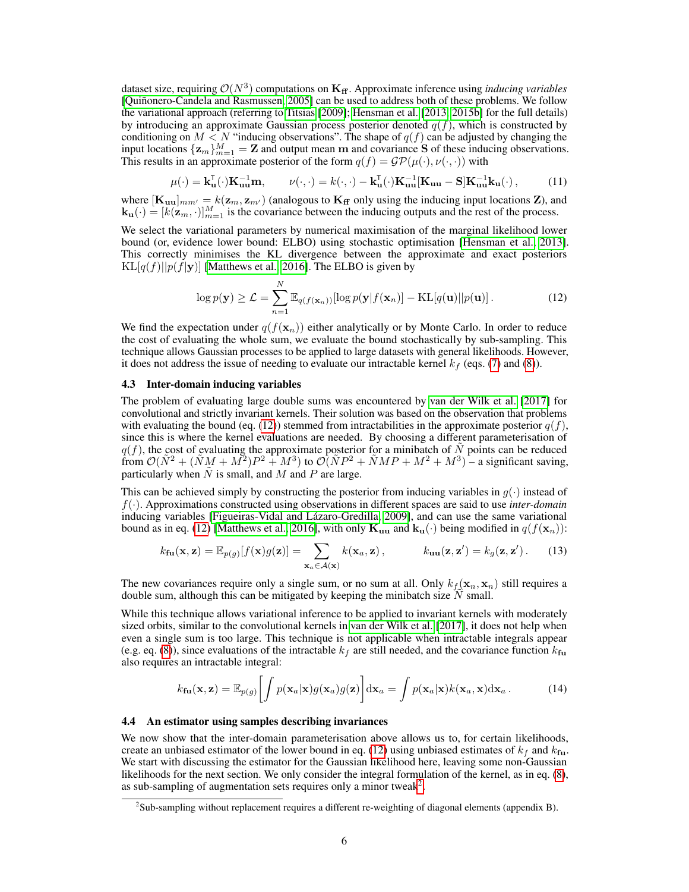dataset size, requiring $\mathcal{O}(N^3)$ computations on $\mathbf{K_{ff}}$. Approximate inference using *inducing variables* [Quiñonero-Candela and Rasmussen, 2005] can be used to address both of these problems. We follow the variational approach (referring to Titsias [2009]; Hensman et al. [2013, 2015b] for the full details) by introducing an approximate Gaussian process posterior denoted $q(f)$, which is constructed by conditioning on $M < N$ "inducing observations". The shape of $q(f)$ can be adjusted by changing the input locations $\{\mathbf{z}_m\}_{m=1}^M = \mathbf{Z}$ and output mean $\mathbf{m}$ and covariance $\mathbf{S}$ of these inducing observations. This results in an approximate posterior of the form $q(f) = \mathcal{GP}(\mu(\cdot), \nu(\cdot, \cdot))$ with

$$\mu(\cdot) = \mathbf{k}_\mathbf{u}^\intercal(\cdot)\mathbf{K}_\mathbf{uu}^{-1}\mathbf{m}, \qquad \nu(\cdot,\cdot) = k(\cdot,\cdot) - \mathbf{k}_\mathbf{u}^\intercal(\cdot)\mathbf{K}_\mathbf{uu}^{-1}[\mathbf{K}_\mathbf{uu} - \mathbf{S}]\mathbf{K}_\mathbf{uu}^{-1}\mathbf{k}_\mathbf{u}(\cdot)\,, \tag{11}$$

where $[\mathbf{K}_\mathbf{uu}]_{mm'} = k(\mathbf{z}_m, \mathbf{z}_{m'})$ (analogous to $\mathbf{K_{ff}}$ only using the inducing input locations $\mathbf{Z}$), and $\mathbf{k}_\mathbf{u}(\cdot) = [k(\mathbf{z}_m, \cdot)]_{m=1}^M$ is the covariance between the inducing outputs and the rest of the process.

We select the variational parameters by numerical maximisation of the marginal likelihood lower bound (or, evidence lower bound: ELBO) using stochastic optimisation [Hensman et al., 2013]. This correctly minimises the KL divergence between the approximate and exact posteriors $\mathrm{KL}[q(f)||p(f|\mathbf{y})]$ [Matthews et al., 2016]. The ELBO is given by

$$\log p(\mathbf{y}) \geq \mathcal{L} = \sum_{n=1}^N \mathbb{E}_{q(f(\mathbf{x}_n))}[\log p(\mathbf{y}|f(\mathbf{x}_n)] - \mathrm{KL}[q(\mathbf{u})||p(\mathbf{u})]\,. \tag{12}$$

We find the expectation under $q(f(\mathbf{x}_n))$ either analytically or by Monte Carlo. In order to reduce the cost of evaluating the whole sum, we evaluate the bound stochastically by sub-sampling. This technique allows Gaussian processes to be applied to large datasets with general likelihoods. However, it does not address the issue of needing to evaluate our intractable kernel $k_f$ (eqs. (7) and (8)).

### 4.3 Inter-domain inducing variables

The problem of evaluating large double sums was encountered by van der Wilk et al. [2017] for convolutional and strictly invariant kernels. Their solution was based on the observation that problems with evaluating the bound (eq. (12)) stemmed from intractabilities in the approximate posterior $q(f)$, since this is where the kernel evaluations are needed. By choosing a different parameterisation of $q(f)$, the cost of evaluating the approximate posterior for a minibatch of $\tilde{N}$ points can be reduced from $\mathcal{O}(\tilde{N}^2 + (\tilde{N}M + M^2)P^2 + M^3)$ to $\mathcal{O}(\tilde{N}P^2 + \tilde{N}MP + M^2 + M^3)$ – a significant saving, particularly when $\tilde{N}$ is small, and $M$ and $P$ are large.

This can be achieved simply by constructing the posterior from inducing variables in $g(\cdot)$ instead of $f(\cdot)$. Approximations constructed using observations in different spaces are said to use *inter-domain* inducing variables [Figueiras-Vidal and Lázaro-Gredilla, 2009], and can use the same variational bound as in eq. (12) [Matthews et al., 2016], with only $\mathbf{K_{uu}}$ and $\mathbf{k_u}(\cdot)$ being modified in $q(f(\mathbf{x}_n))$:

$$k_{f\mathbf{u}}(\mathbf{x}, \mathbf{z}) = \mathbb{E}_{p(g)}[f(\mathbf{x})g(\mathbf{z})] = \sum_{\mathbf{x}_a \in \mathcal{A}(\mathbf{x})} k(\mathbf{x}_a, \mathbf{z})\,, \qquad k_{\mathbf{uu}}(\mathbf{z}, \mathbf{z}') = k_g(\mathbf{z}, \mathbf{z}')\,. \tag{13}$$

The new covariances require only a single sum, or no sum at all. Only $k_f(\mathbf{x}_n, \mathbf{x}_n)$ still requires a double sum, although this can be mitigated by keeping the minibatch size $\tilde{N}$ small.

While this technique allows variational inference to be applied to invariant kernels with moderately sized orbits, similar to the convolutional kernels in van der Wilk et al. [2017], it does not help when even a single sum is too large. This technique is not applicable when intractable integrals appear (e.g. eq. (8)), since evaluations of the intractable $k_f$ are still needed, and the covariance function $k_{f\mathbf{u}}$ also requires an intractable integral:

$$k_{f\mathbf{u}}(\mathbf{x}, \mathbf{z}) = \mathbb{E}_{p(g)}\left[\int p(\mathbf{x}_a|\mathbf{x})g(\mathbf{x}_a)g(\mathbf{z})\right]\mathrm{d}\mathbf{x}_a = \int p(\mathbf{x}_a|\mathbf{x})k(\mathbf{x}_a, \mathbf{x})\mathrm{d}\mathbf{x}_a\,. \tag{14}$$

### 4.4 An estimator using samples describing invariances

We now show that the inter-domain parameterisation above allows us to, for certain likelihoods, create an unbiased estimator of the lower bound in eq. (12) using unbiased estimates of $k_f$ and $k_{f\mathbf{u}}$. We start with discussing the estimator for the Gaussian likelihood here, leaving some non-Gaussian likelihoods for the next section. We only consider the integral formulation of the kernel, as in eq. (8), as sub-sampling of augmentation sets requires only a minor tweak[2].

[2] Sub-sampling without replacement requires a different re-weighting of diagonal elements (appendix B).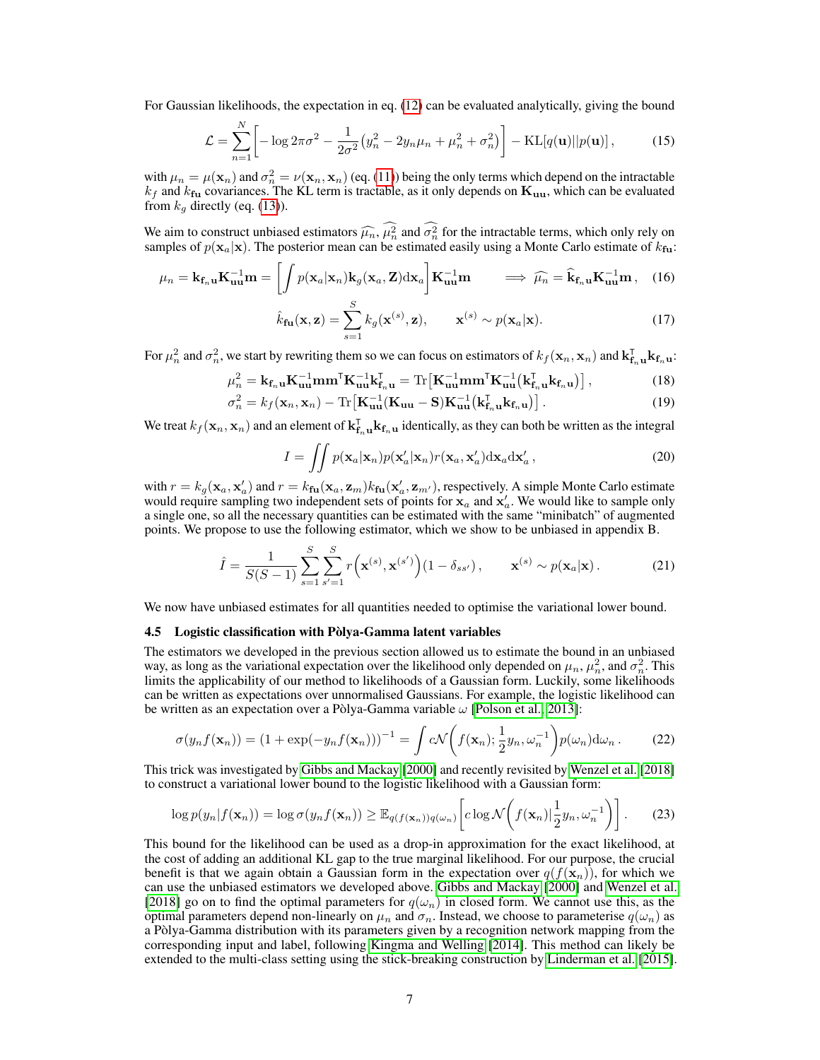For Gaussian likelihoods, the expectation in eq. (12) can be evaluated analytically, giving the bound

$$\mathcal{L} = \sum_{n=1}^{N} \left[ -\log 2\pi\sigma^2 - \frac{1}{2\sigma^2}\left(y_n^2 - 2y_n\mu_n + \mu_n^2 + \sigma_n^2\right) \right] - \mathrm{KL}[q(\mathbf{u})||p(\mathbf{u})] \,, \tag{15}$$

with $\mu_n = \mu(\mathbf{x}_n)$ and $\sigma_n^2 = \nu(\mathbf{x}_n, \mathbf{x}_n)$ (eq. (11)) being the only terms which depend on the intractable $k_f$ and $k_{\mathbf{fu}}$ covariances. The KL term is tractable, as it only depends on $\mathbf{K_{uu}}$, which can be evaluated from $k_g$ directly (eq. (13)).

We aim to construct unbiased estimators $\widehat{\mu_n}$, $\widehat{\mu_n^2}$ and $\widehat{\sigma_n^2}$ for the intractable terms, which only rely on samples of $p(\mathbf{x}_a|\mathbf{x})$. The posterior mean can be estimated easily using a Monte Carlo estimate of $k_{\mathbf{fu}}$:

$$\mu_n = \mathbf{k}_{\mathbf{f}_n\mathbf{u}}\mathbf{K}_{\mathbf{uu}}^{-1}\mathbf{m} = \left[\int p(\mathbf{x}_a|\mathbf{x}_n)\mathbf{k}_g(\mathbf{x}_a, \mathbf{Z})\mathrm{d}\mathbf{x}_a\right]\mathbf{K}_{\mathbf{uu}}^{-1}\mathbf{m} \qquad \Longrightarrow \widehat{\mu_n} = \widehat{\mathbf{k}}_{\mathbf{f}_n\mathbf{u}}\mathbf{K}_{\mathbf{uu}}^{-1}\mathbf{m} \,, \tag{16}$$

$$\hat{k}_{\mathbf{fu}}(\mathbf{x}, \mathbf{z}) = \sum_{s=1}^{S} k_g(\mathbf{x}^{(s)}, \mathbf{z}), \qquad \mathbf{x}^{(s)} \sim p(\mathbf{x}_a|\mathbf{x}). \tag{17}$$

For $\mu_n^2$ and $\sigma_n^2$, we start by rewriting them so we can focus on estimators of $k_f(\mathbf{x}_n, \mathbf{x}_n)$ and $\mathbf{k}_{\mathbf{f}_n\mathbf{u}}^{\mathsf{T}}\mathbf{k}_{\mathbf{f}_n\mathbf{u}}$:

$$\mu_n^2 = \mathbf{k}_{\mathbf{f}_n\mathbf{u}}\mathbf{K}_{\mathbf{uu}}^{-1}\mathbf{m}\mathbf{m}^{\mathsf{T}}\mathbf{K}_{\mathbf{uu}}^{-1}\mathbf{k}_{\mathbf{f}_n\mathbf{u}}^{\mathsf{T}} = \mathrm{Tr}\left[\mathbf{K}_{\mathbf{uu}}^{-1}\mathbf{m}\mathbf{m}^{\mathsf{T}}\mathbf{K}_{\mathbf{uu}}^{-1}\left(\mathbf{k}_{\mathbf{f}_n\mathbf{u}}^{\mathsf{T}}\mathbf{k}_{\mathbf{f}_n\mathbf{u}}\right)\right] \,, \tag{18}$$

$$\sigma_n^2 = k_f(\mathbf{x}_n, \mathbf{x}_n) - \mathrm{Tr}\left[\mathbf{K}_{\mathbf{uu}}^{-1}(\mathbf{K}_{\mathbf{uu}} - \mathbf{S})\mathbf{K}_{\mathbf{uu}}^{-1}\left(\mathbf{k}_{\mathbf{f}_n\mathbf{u}}^{\mathsf{T}}\mathbf{k}_{\mathbf{f}_n\mathbf{u}}\right)\right] \,. \tag{19}$$

We treat $k_f(\mathbf{x}_n, \mathbf{x}_n)$ and an element of $\mathbf{k}_{\mathbf{f}_n\mathbf{u}}^{\mathsf{T}}\mathbf{k}_{\mathbf{f}_n\mathbf{u}}$ identically, as they can both be written as the integral

$$I = \iint p(\mathbf{x}_a|\mathbf{x}_n)p(\mathbf{x}'_a|\mathbf{x}_n)r(\mathbf{x}_a, \mathbf{x}'_a)\mathrm{d}\mathbf{x}_a\mathrm{d}\mathbf{x}'_a \,, \tag{20}$$

with $r = k_g(\mathbf{x}_a, \mathbf{x}'_a)$ and $r = k_{\mathbf{fu}}(\mathbf{x}_a, \mathbf{z}_m)k_{\mathbf{fu}}(\mathbf{x}'_a, \mathbf{z}_{m'})$, respectively. A simple Monte Carlo estimate would require sampling two independent sets of points for $\mathbf{x}_a$ and $\mathbf{x}'_a$. We would like to sample only a single one, so all the necessary quantities can be estimated with the same "minibatch" of augmented points. We propose to use the following estimator, which we show to be unbiased in appendix B.

$$\hat{I} = \frac{1}{S(S-1)}\sum_{s=1}^{S}\sum_{s'=1}^{S} r\left(\mathbf{x}^{(s)}, \mathbf{x}^{(s')}\right)(1 - \delta_{ss'}) \,, \qquad \mathbf{x}^{(s)} \sim p(\mathbf{x}_a|\mathbf{x}) \,. \tag{21}$$

We now have unbiased estimates for all quantities needed to optimise the variational lower bound.

### 4.5 Logistic classification with Pòlya-Gamma latent variables

The estimators we developed in the previous section allowed us to estimate the bound in an unbiased way, as long as the variational expectation over the likelihood only depended on $\mu_n$, $\mu_n^2$, and $\sigma_n^2$. This limits the applicability of our method to likelihoods of a Gaussian form. Luckily, some likelihoods can be written as expectations over unnormalised Gaussians. For example, the logistic likelihood can be written as an expectation over a Pòlya-Gamma variable $\omega$ [Polson et al., 2013]:

$$\sigma(y_n f(\mathbf{x}_n)) = (1 + \exp(-y_n f(\mathbf{x}_n)))^{-1} = \int c\mathcal{N}\left(f(\mathbf{x}_n); \frac{1}{2}y_n, \omega_n^{-1}\right)p(\omega_n)\mathrm{d}\omega_n \,. \tag{22}$$

This trick was investigated by Gibbs and Mackay [2000] and recently revisited by Wenzel et al. [2018] to construct a variational lower bound to the logistic likelihood with a Gaussian form:

$$\log p(y_n|f(\mathbf{x}_n)) = \log \sigma(y_n f(\mathbf{x}_n)) \geq \mathbb{E}_{q(f(\mathbf{x}_n))q(\omega_n)}\left[c \log \mathcal{N}\left(f(\mathbf{x}_n)|\frac{1}{2}y_n, \omega_n^{-1}\right)\right] \,. \tag{23}$$

This bound for the likelihood can be used as a drop-in approximation for the exact likelihood, at the cost of adding an additional KL gap to the true marginal likelihood. For our purpose, the crucial benefit is that we again obtain a Gaussian form in the expectation over $q(f(\mathbf{x}_n))$, for which we can use the unbiased estimators we developed above. Gibbs and Mackay [2000] and Wenzel et al. [2018] go on to find the optimal parameters for $q(\omega_n)$ in closed form. We cannot use this, as the optimal parameters depend non-linearly on $\mu_n$ and $\sigma_n$. Instead, we choose to parameterise $q(\omega_n)$ as a Pòlya-Gamma distribution with its parameters given by a recognition network mapping from the corresponding input and label, following Kingma and Welling [2014]. This method can likely be extended to the multi-class setting using the stick-breaking construction by Linderman et al. [2015].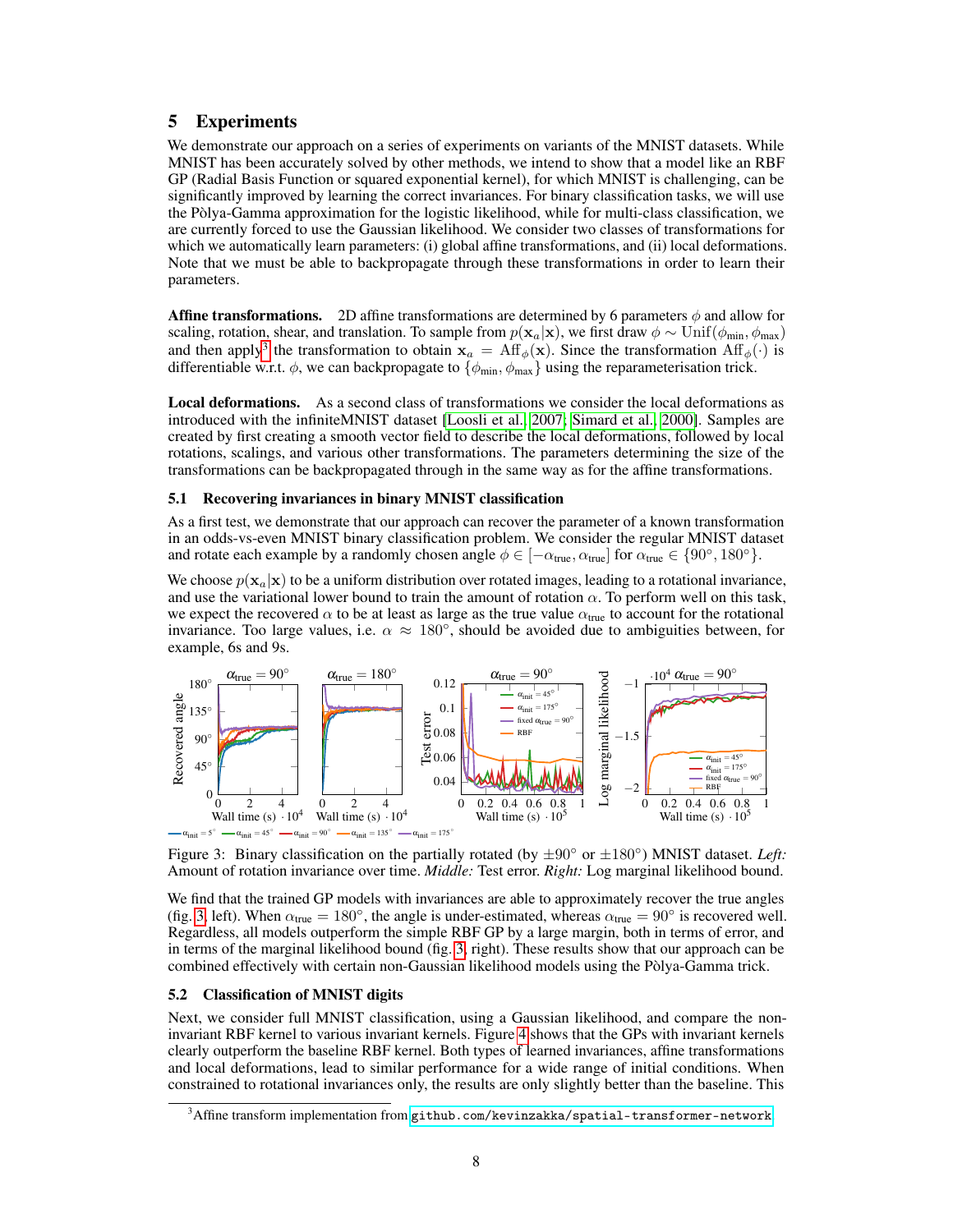## 5 Experiments

We demonstrate our approach on a series of experiments on variants of the MNIST datasets. While MNIST has been accurately solved by other methods, we intend to show that a model like an RBF GP (Radial Basis Function or squared exponential kernel), for which MNIST is challenging, can be significantly improved by learning the correct invariances. For binary classification tasks, we will use the Pòlya-Gamma approximation for the logistic likelihood, while for multi-class classification, we are currently forced to use the Gaussian likelihood. We consider two classes of transformations for which we automatically learn parameters: (i) global affine transformations, and (ii) local deformations. Note that we must be able to backpropagate through these transformations in order to learn their parameters.

**Affine transformations.** 2D affine transformations are determined by 6 parameters $\phi$ and allow for scaling, rotation, shear, and translation. To sample from $p(\mathbf{x}_a|\mathbf{x})$, we first draw $\phi \sim \text{Unif}(\phi_{\text{min}}, \phi_{\text{max}})$ and then apply[3] the transformation to obtain $\mathbf{x}_a = \text{Aff}_\phi(\mathbf{x})$. Since the transformation $\text{Aff}_\phi(\cdot)$ is differentiable w.r.t. $\phi$, we can backpropagate to $\{\phi_{\text{min}}, \phi_{\text{max}}\}$ using the reparameterisation trick.

**Local deformations.** As a second class of transformations we consider the local deformations as introduced with the infiniteMNIST dataset [Loosli et al., 2007; Simard et al., 2000]. Samples are created by first creating a smooth vector field to describe the local deformations, followed by local rotations, scalings, and various other transformations. The parameters determining the size of the transformations can be backpropagated through in the same way as for the affine transformations.

### 5.1 Recovering invariances in binary MNIST classification

As a first test, we demonstrate that our approach can recover the parameter of a known transformation in an odds-vs-even MNIST binary classification problem. We consider the regular MNIST dataset and rotate each example by a randomly chosen angle $\phi \in [-\alpha_{\text{true}}, \alpha_{\text{true}}]$ for $\alpha_{\text{true}} \in \{90°, 180°\}$.

We choose $p(\mathbf{x}_a|\mathbf{x})$ to be a uniform distribution over rotated images, leading to a rotational invariance, and use the variational lower bound to train the amount of rotation $\alpha$. To perform well on this task, we expect the recovered $\alpha$ to be at least as large as the true value $\alpha_{\text{true}}$ to account for the rotational invariance. Too large values, i.e. $\alpha \approx 180°$, should be avoided due to ambiguities between, for example, 6s and 9s.

Figure 3: Binary classification on the partially rotated (by $\pm 90°$ or $\pm 180°$) MNIST dataset. *Left:* Amount of rotation invariance over time. *Middle:* Test error. *Right:* Log marginal likelihood bound.

We find that the trained GP models with invariances are able to approximately recover the true angles (fig. 3, left). When $\alpha_{\text{true}} = 180°$, the angle is under-estimated, whereas $\alpha_{\text{true}} = 90°$ is recovered well. Regardless, all models outperform the simple RBF GP by a large margin, both in terms of error, and in terms of the marginal likelihood bound (fig. 3, right). These results show that our approach can be combined effectively with certain non-Gaussian likelihood models using the Pòlya-Gamma trick.

### 5.2 Classification of MNIST digits

Next, we consider full MNIST classification, using a Gaussian likelihood, and compare the non-invariant RBF kernel to various invariant kernels. Figure 4 shows that the GPs with invariant kernels clearly outperform the baseline RBF kernel. Both types of learned invariances, affine transformations and local deformations, lead to similar performance for a wide range of initial conditions. When constrained to rotational invariances only, the results are only slightly better than the baseline. This

[3] Affine transform implementation from github.com/kevinzakka/spatial-transformer-network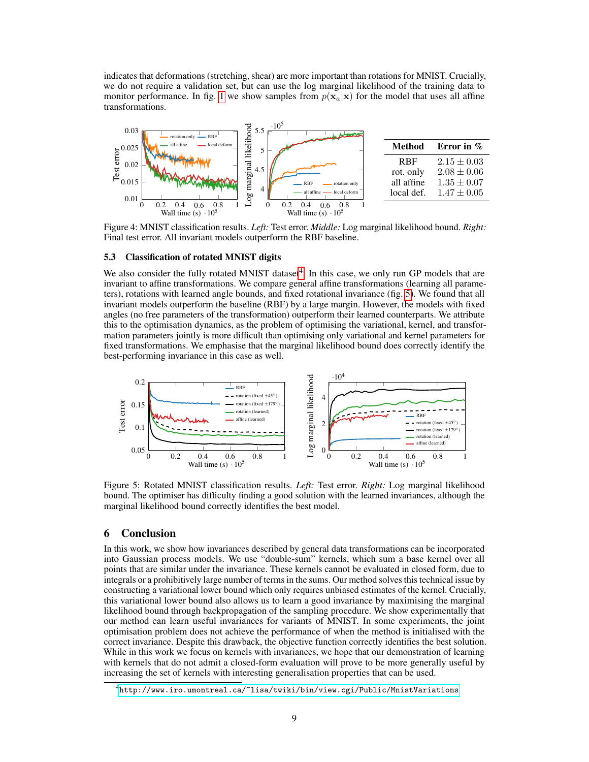indicates that deformations (stretching, shear) are more important than rotations for MNIST. Crucially, we do not require a validation set, but can use the log marginal likelihood of the training data to monitor performance. In fig. 1 we show samples from $p(\mathbf{x}_a|\mathbf{x})$ for the model that uses all affine transformations.

| Method | Error in % |
|---|---|
| RBF | $2.15 \pm 0.03$ |
| rot. only | $2.08 \pm 0.06$ |
| all affine | $1.35 \pm 0.07$ |
| local def. | $1.47 \pm 0.05$ |

Figure 4: MNIST classification results. *Left:* Test error. *Middle:* Log marginal likelihood bound. *Right:* Final test error. All invariant models outperform the RBF baseline.

### 5.3 Classification of rotated MNIST digits

We also consider the fully rotated MNIST dataset[4]. In this case, we only run GP models that are invariant to affine transformations. We compare general affine transformations (learning all parameters), rotations with learned angle bounds, and fixed rotational invariance (fig. 5). We found that all invariant models outperform the baseline (RBF) by a large margin. However, the models with fixed angles (no free parameters of the transformation) outperform their learned counterparts. We attribute this to the optimisation dynamics, as the problem of optimising the variational, kernel, and transformation parameters jointly is more difficult than optimising only variational and kernel parameters for fixed transformations. We emphasise that the marginal likelihood bound does correctly identify the best-performing invariance in this case as well.

Figure 5: Rotated MNIST classification results. *Left:* Test error. *Right:* Log marginal likelihood bound. The optimiser has difficulty finding a good solution with the learned invariances, although the marginal likelihood bound correctly identifies the best model.

## 6 Conclusion

In this work, we show how invariances described by general data transformations can be incorporated into Gaussian process models. We use "double-sum" kernels, which sum a base kernel over all points that are similar under the invariance. These kernels cannot be evaluated in closed form, due to integrals or a prohibitively large number of terms in the sums. Our method solves this technical issue by constructing a variational lower bound which only requires unbiased estimates of the kernel. Crucially, this variational lower bound also allows us to learn a good invariance by maximising the marginal likelihood bound through backpropagation of the sampling procedure. We show experimentally that our method can learn useful invariances for variants of MNIST. In some experiments, the joint optimisation problem does not achieve the performance of when the method is initialised with the correct invariance. Despite this drawback, the objective function correctly identifies the best solution. While in this work we focus on kernels with invariances, we hope that our demonstration of learning with kernels that do not admit a closed-form evaluation will prove to be more generally useful by increasing the set of kernels with interesting generalisation properties that can be used.

[4] http://www.iro.umontreal.ca/~lisa/twiki/bin/view.cgi/Public/MnistVariations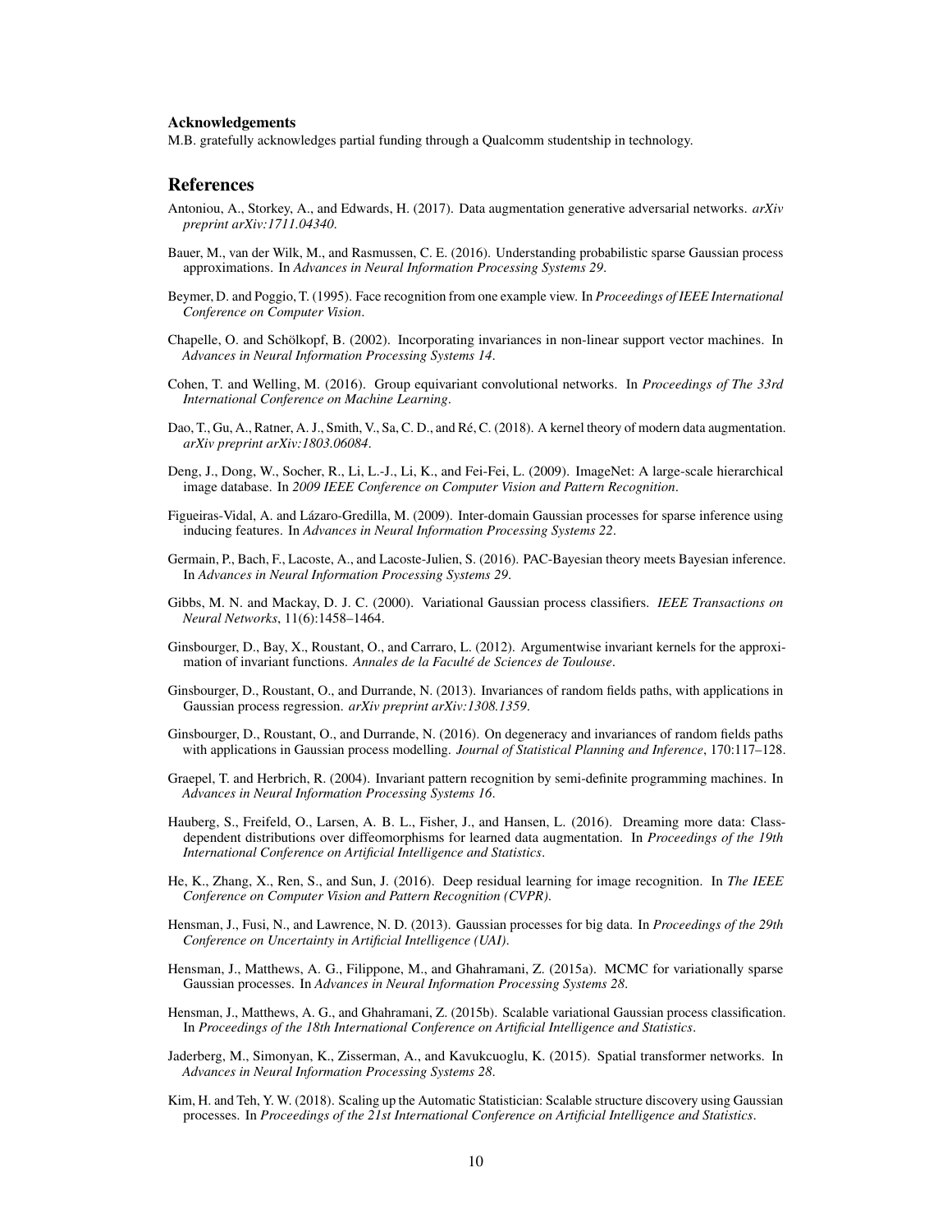### Acknowledgements

M.B. gratefully acknowledges partial funding through a Qualcomm studentship in technology.

## References

Antoniou, A., Storkey, A., and Edwards, H. (2017). Data augmentation generative adversarial networks. *arXiv preprint arXiv:1711.04340*.

Bauer, M., van der Wilk, M., and Rasmussen, C. E. (2016). Understanding probabilistic sparse Gaussian process approximations. In *Advances in Neural Information Processing Systems 29*.

Beymer, D. and Poggio, T. (1995). Face recognition from one example view. In *Proceedings of IEEE International Conference on Computer Vision*.

Chapelle, O. and Schölkopf, B. (2002). Incorporating invariances in non-linear support vector machines. In *Advances in Neural Information Processing Systems 14*.

Cohen, T. and Welling, M. (2016). Group equivariant convolutional networks. In *Proceedings of The 33rd International Conference on Machine Learning*.

Dao, T., Gu, A., Ratner, A. J., Smith, V., Sa, C. D., and Ré, C. (2018). A kernel theory of modern data augmentation. *arXiv preprint arXiv:1803.06084*.

Deng, J., Dong, W., Socher, R., Li, L.-J., Li, K., and Fei-Fei, L. (2009). ImageNet: A large-scale hierarchical image database. In *2009 IEEE Conference on Computer Vision and Pattern Recognition*.

Figueiras-Vidal, A. and Lázaro-Gredilla, M. (2009). Inter-domain Gaussian processes for sparse inference using inducing features. In *Advances in Neural Information Processing Systems 22*.

Germain, P., Bach, F., Lacoste, A., and Lacoste-Julien, S. (2016). PAC-Bayesian theory meets Bayesian inference. In *Advances in Neural Information Processing Systems 29*.

Gibbs, M. N. and Mackay, D. J. C. (2000). Variational Gaussian process classifiers. *IEEE Transactions on Neural Networks*, 11(6):1458–1464.

Ginsbourger, D., Bay, X., Roustant, O., and Carraro, L. (2012). Argumentwise invariant kernels for the approximation of invariant functions. *Annales de la Faculté de Sciences de Toulouse*.

Ginsbourger, D., Roustant, O., and Durrande, N. (2013). Invariances of random fields paths, with applications in Gaussian process regression. *arXiv preprint arXiv:1308.1359*.

Ginsbourger, D., Roustant, O., and Durrande, N. (2016). On degeneracy and invariances of random fields paths with applications in Gaussian process modelling. *Journal of Statistical Planning and Inference*, 170:117–128.

Graepel, T. and Herbrich, R. (2004). Invariant pattern recognition by semi-definite programming machines. In *Advances in Neural Information Processing Systems 16*.

Hauberg, S., Freifeld, O., Larsen, A. B. L., Fisher, J., and Hansen, L. (2016). Dreaming more data: Class-dependent distributions over diffeomorphisms for learned data augmentation. In *Proceedings of the 19th International Conference on Artificial Intelligence and Statistics*.

He, K., Zhang, X., Ren, S., and Sun, J. (2016). Deep residual learning for image recognition. In *The IEEE Conference on Computer Vision and Pattern Recognition (CVPR)*.

Hensman, J., Fusi, N., and Lawrence, N. D. (2013). Gaussian processes for big data. In *Proceedings of the 29th Conference on Uncertainty in Artificial Intelligence (UAI)*.

Hensman, J., Matthews, A. G., Filippone, M., and Ghahramani, Z. (2015a). MCMC for variationally sparse Gaussian processes. In *Advances in Neural Information Processing Systems 28*.

Hensman, J., Matthews, A. G., and Ghahramani, Z. (2015b). Scalable variational Gaussian process classification. In *Proceedings of the 18th International Conference on Artificial Intelligence and Statistics*.

Jaderberg, M., Simonyan, K., Zisserman, A., and Kavukcuoglu, K. (2015). Spatial transformer networks. In *Advances in Neural Information Processing Systems 28*.

Kim, H. and Teh, Y. W. (2018). Scaling up the Automatic Statistician: Scalable structure discovery using Gaussian processes. In *Proceedings of the 21st International Conference on Artificial Intelligence and Statistics*.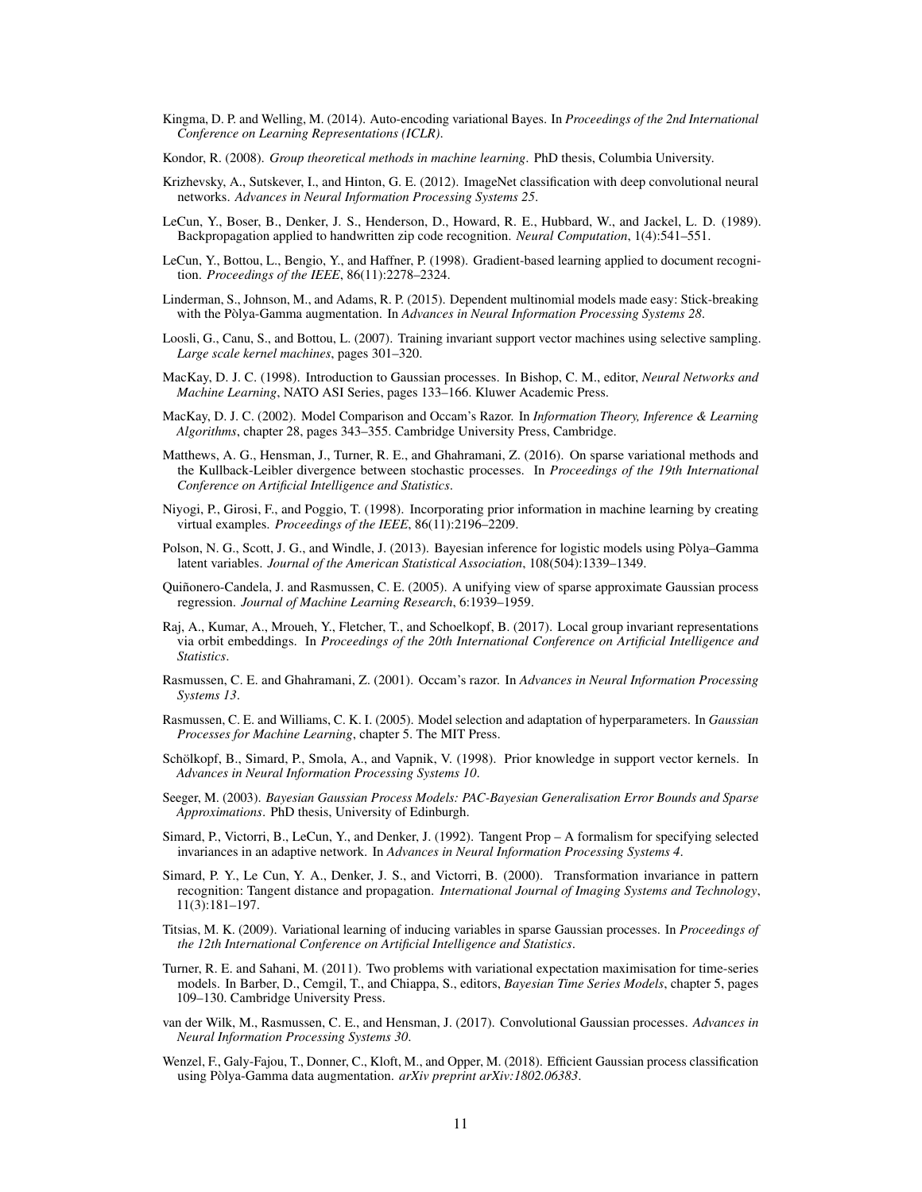Kingma, D. P. and Welling, M. (2014). Auto-encoding variational Bayes. In *Proceedings of the 2nd International Conference on Learning Representations (ICLR)*.

Kondor, R. (2008). *Group theoretical methods in machine learning*. PhD thesis, Columbia University.

Krizhevsky, A., Sutskever, I., and Hinton, G. E. (2012). ImageNet classification with deep convolutional neural networks. *Advances in Neural Information Processing Systems 25*.

LeCun, Y., Boser, B., Denker, J. S., Henderson, D., Howard, R. E., Hubbard, W., and Jackel, L. D. (1989). Backpropagation applied to handwritten zip code recognition. *Neural Computation*, 1(4):541–551.

LeCun, Y., Bottou, L., Bengio, Y., and Haffner, P. (1998). Gradient-based learning applied to document recognition. *Proceedings of the IEEE*, 86(11):2278–2324.

Linderman, S., Johnson, M., and Adams, R. P. (2015). Dependent multinomial models made easy: Stick-breaking with the Pòlya-Gamma augmentation. In *Advances in Neural Information Processing Systems 28*.

Loosli, G., Canu, S., and Bottou, L. (2007). Training invariant support vector machines using selective sampling. *Large scale kernel machines*, pages 301–320.

MacKay, D. J. C. (1998). Introduction to Gaussian processes. In Bishop, C. M., editor, *Neural Networks and Machine Learning*, NATO ASI Series, pages 133–166. Kluwer Academic Press.

MacKay, D. J. C. (2002). Model Comparison and Occam's Razor. In *Information Theory, Inference & Learning Algorithms*, chapter 28, pages 343–355. Cambridge University Press, Cambridge.

Matthews, A. G., Hensman, J., Turner, R. E., and Ghahramani, Z. (2016). On sparse variational methods and the Kullback-Leibler divergence between stochastic processes. In *Proceedings of the 19th International Conference on Artificial Intelligence and Statistics*.

Niyogi, P., Girosi, F., and Poggio, T. (1998). Incorporating prior information in machine learning by creating virtual examples. *Proceedings of the IEEE*, 86(11):2196–2209.

Polson, N. G., Scott, J. G., and Windle, J. (2013). Bayesian inference for logistic models using Pòlya–Gamma latent variables. *Journal of the American Statistical Association*, 108(504):1339–1349.

Quiñonero-Candela, J. and Rasmussen, C. E. (2005). A unifying view of sparse approximate Gaussian process regression. *Journal of Machine Learning Research*, 6:1939–1959.

Raj, A., Kumar, A., Mroueh, Y., Fletcher, T., and Schoelkopf, B. (2017). Local group invariant representations via orbit embeddings. In *Proceedings of the 20th International Conference on Artificial Intelligence and Statistics*.

Rasmussen, C. E. and Ghahramani, Z. (2001). Occam's razor. In *Advances in Neural Information Processing Systems 13*.

Rasmussen, C. E. and Williams, C. K. I. (2005). Model selection and adaptation of hyperparameters. In *Gaussian Processes for Machine Learning*, chapter 5. The MIT Press.

Schölkopf, B., Simard, P., Smola, A., and Vapnik, V. (1998). Prior knowledge in support vector kernels. In *Advances in Neural Information Processing Systems 10*.

Seeger, M. (2003). *Bayesian Gaussian Process Models: PAC-Bayesian Generalisation Error Bounds and Sparse Approximations*. PhD thesis, University of Edinburgh.

Simard, P., Victorri, B., LeCun, Y., and Denker, J. (1992). Tangent Prop – A formalism for specifying selected invariances in an adaptive network. In *Advances in Neural Information Processing Systems 4*.

Simard, P. Y., Le Cun, Y. A., Denker, J. S., and Victorri, B. (2000). Transformation invariance in pattern recognition: Tangent distance and propagation. *International Journal of Imaging Systems and Technology*, 11(3):181–197.

Titsias, M. K. (2009). Variational learning of inducing variables in sparse Gaussian processes. In *Proceedings of the 12th International Conference on Artificial Intelligence and Statistics*.

Turner, R. E. and Sahani, M. (2011). Two problems with variational expectation maximisation for time-series models. In Barber, D., Cemgil, T., and Chiappa, S., editors, *Bayesian Time Series Models*, chapter 5, pages 109–130. Cambridge University Press.

van der Wilk, M., Rasmussen, C. E., and Hensman, J. (2017). Convolutional Gaussian processes. *Advances in Neural Information Processing Systems 30*.

Wenzel, F., Galy-Fajou, T., Donner, C., Kloft, M., and Opper, M. (2018). Efficient Gaussian process classification using Pòlya-Gamma data augmentation. *arXiv preprint arXiv:1802.06383*.